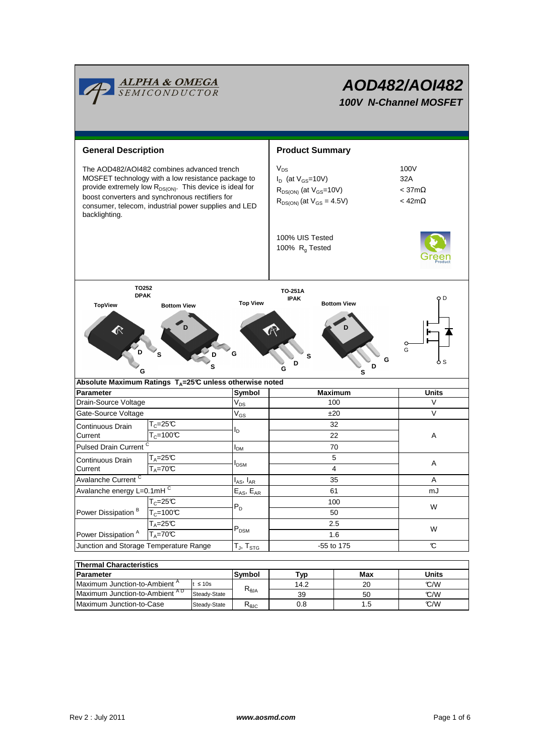# AOD482/AOI482

## 100V N-Channel MOSFET

## General Description

The AOD482/AOI482 combines advanced trench MOSFET technology with a low resistance package to provide extremely low $R_{DS(ON)}$. This device is ideal for boost converters and synchronous rectifiers for consumer, telecom, industrial power supplies and LED backlighting.

## Product Summary

| | |
|---|---|
| $V_{DS}$ | 100V |
| $I_D$ (at $V_{GS}$=10V) | 32A |
| $R_{DS(ON)}$ (at $V_{GS}$=10V) | < 37mΩ |
| $R_{DS(ON)}$ (at $V_{GS}$ = 4.5V) | < 42mΩ |

100% UIS Tested
100% $R_g$ Tested

TO252 DPAK — TopView, Bottom View

TO-251A IPAK — Top View, Bottom View

## Absolute Maximum Ratings $T_A$=25°C unless otherwise noted

| Parameter | | Symbol | Maximum | Units |
|---|---|---|---|---|
| Drain-Source Voltage | | $V_{DS}$ | 100 | V |
| Gate-Source Voltage | | $V_{GS}$ | ±20 | V |
| Continuous Drain Current | $T_C$=25°C | $I_D$ | 32 | A |
| | $T_C$=100°C | | 22 | |
| Pulsed Drain Current [C] | | $I_{DM}$ | 70 | |
| Continuous Drain Current | $T_A$=25°C | $I_{DSM}$ | 5 | A |
| | $T_A$=70°C | | 4 | |
| Avalanche Current [C] | | $I_{AS}$, $I_{AR}$ | 35 | A |
| Avalanche energy L=0.1mH [C] | | $E_{AS}$, $E_{AR}$ | 61 | mJ |
| Power Dissipation [B] | $T_C$=25°C | $P_D$ | 100 | W |
| | $T_C$=100°C | | 50 | |
| Power Dissipation [A] | $T_A$=25°C | $P_{DSM}$ | 2.5 | W |
| | $T_A$=70°C | | 1.6 | |
| Junction and Storage Temperature Range | | $T_J$, $T_{STG}$ | -55 to 175 | °C |

## Thermal Characteristics

| Parameter | | Symbol | Typ | Max | Units |
|---|---|---|---|---|---|
| Maximum Junction-to-Ambient [A] | t ≤ 10s | $R_{\theta JA}$ | 14.2 | 20 | °C/W |
| Maximum Junction-to-Ambient [A D] | Steady-State | | 39 | 50 | °C/W |
| Maximum Junction-to-Case | Steady-State | $R_{\theta JC}$ | 0.8 | 1.5 | °C/W |

Rev 2 : July 2011 www.aosmd.com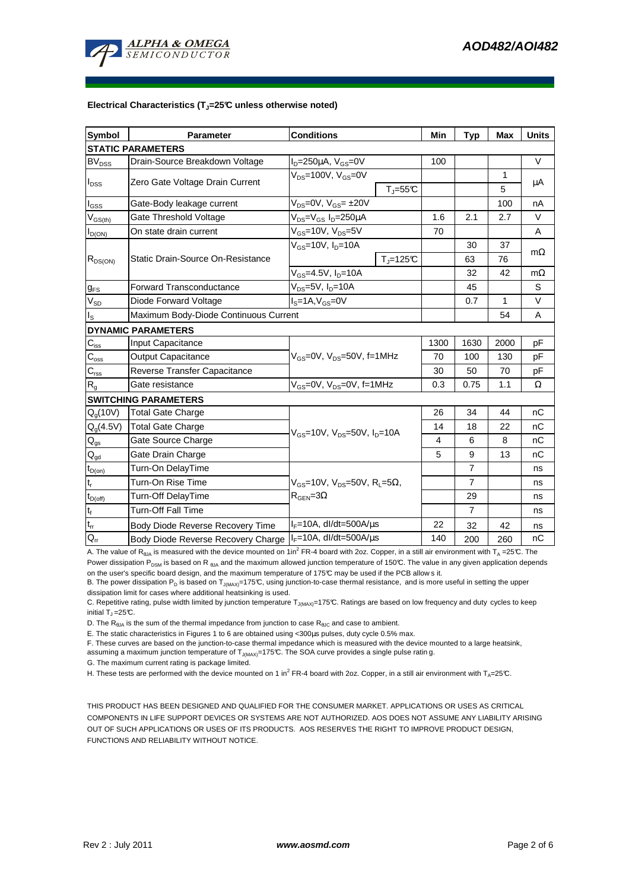**Electrical Characteristics ($T_J$=25°C unless otherwise noted)**

| Symbol | Parameter | Conditions | | Min | Typ | Max | Units |
|---|---|---|---|---|---|---|---|
| **STATIC PARAMETERS** | | | | | | | |
| $BV_{DSS}$ | Drain-Source Breakdown Voltage | $I_D$=250µA, $V_{GS}$=0V | | 100 | | | V |
| $I_{DSS}$ | Zero Gate Voltage Drain Current | $V_{DS}$=100V, $V_{GS}$=0V | | | | 1 | µA |
| | | | $T_J$=55°C | | | 5 | |
| $I_{GSS}$ | Gate-Body leakage current | $V_{DS}$=0V, $V_{GS}$= ±20V | | | | 100 | nA |
| $V_{GS(th)}$ | Gate Threshold Voltage | $V_{DS}$=$V_{GS}$ $I_D$=250µA | | 1.6 | 2.1 | 2.7 | V |
| $I_{D(ON)}$ | On state drain current | $V_{GS}$=10V, $V_{DS}$=5V | | 70 | | | A |
| $R_{DS(ON)}$ | Static Drain-Source On-Resistance | $V_{GS}$=10V, $I_D$=10A | | | 30 | 37 | mΩ |
| | | | $T_J$=125°C | | 63 | 76 | |
| | | $V_{GS}$=4.5V, $I_D$=10A | | | 32 | 42 | mΩ |
| $g_{FS}$ | Forward Transconductance | $V_{DS}$=5V, $I_D$=10A | | | 45 | | S |
| $V_{SD}$ | Diode Forward Voltage | $I_S$=1A,$V_{GS}$=0V | | | 0.7 | 1 | V |
| $I_S$ | Maximum Body-Diode Continuous Current | | | | | 54 | A |
| **DYNAMIC PARAMETERS** | | | | | | | |
| $C_{iss}$ | Input Capacitance | $V_{GS}$=0V, $V_{DS}$=50V, f=1MHz | | 1300 | 1630 | 2000 | pF |
| $C_{oss}$ | Output Capacitance | | | 70 | 100 | 130 | pF |
| $C_{rss}$ | Reverse Transfer Capacitance | | | 30 | 50 | 70 | pF |
| $R_g$ | Gate resistance | $V_{GS}$=0V, $V_{DS}$=0V, f=1MHz | | 0.3 | 0.75 | 1.1 | Ω |
| **SWITCHING PARAMETERS** | | | | | | | |
| $Q_g$(10V) | Total Gate Charge | $V_{GS}$=10V, $V_{DS}$=50V, $I_D$=10A | | 26 | 34 | 44 | nC |
| $Q_g$(4.5V) | Total Gate Charge | | | 14 | 18 | 22 | nC |
| $Q_{gs}$ | Gate Source Charge | | | 4 | 6 | 8 | nC |
| $Q_{gd}$ | Gate Drain Charge | | | 5 | 9 | 13 | nC |
| $t_{D(on)}$ | Turn-On DelayTime | $V_{GS}$=10V, $V_{DS}$=50V, $R_L$=5Ω, $R_{GEN}$=3Ω | | | 7 | | ns |
| $t_r$ | Turn-On Rise Time | | | | 7 | | ns |
| $t_{D(off)}$ | Turn-Off DelayTime | | | | 29 | | ns |
| $t_f$ | Turn-Off Fall Time | | | | 7 | | ns |
| $t_{rr}$ | Body Diode Reverse Recovery Time | $I_F$=10A, dI/dt=500A/µs | | 22 | 32 | 42 | ns |
| $Q_{rr}$ | Body Diode Reverse Recovery Charge | $I_F$=10A, dI/dt=500A/µs | | 140 | 200 | 260 | nC |

A. The value of $R_{\theta JA}$ is measured with the device mounted on 1in² FR-4 board with 2oz. Copper, in a still air environment with $T_A$ =25°C. The Power dissipation $P_{DSM}$ is based on R $_{\theta JA}$ and the maximum allowed junction temperature of 150°C. The value in any given application depends on the user's specific board design, and the maximum temperature of 175°C may be used if the PCB allows it.

B. The power dissipation $P_D$ is based on $T_{J(MAX)}$=175°C, using junction-to-case thermal resistance, and is more useful in setting the upper dissipation limit for cases where additional heatsinking is used.

C. Repetitive rating, pulse width limited by junction temperature $T_{J(MAX)}$=175°C. Ratings are based on low frequency and duty cycles to keep initial $T_J$ =25°C.

D. The $R_{\theta JA}$ is the sum of the thermal impedance from junction to case $R_{\theta JC}$ and case to ambient.

E. The static characteristics in Figures 1 to 6 are obtained using <300µs pulses, duty cycle 0.5% max.

F. These curves are based on the junction-to-case thermal impedance which is measured with the device mounted to a large heatsink, assuming a maximum junction temperature of $T_{J(MAX)}$=175°C. The SOA curve provides a single pulse rating.

G. The maximum current rating is package limited.

H. These tests are performed with the device mounted on 1 in² FR-4 board with 2oz. Copper, in a still air environment with $T_A$=25°C.

THIS PRODUCT HAS BEEN DESIGNED AND QUALIFIED FOR THE CONSUMER MARKET. APPLICATIONS OR USES AS CRITICAL COMPONENTS IN LIFE SUPPORT DEVICES OR SYSTEMS ARE NOT AUTHORIZED. AOS DOES NOT ASSUME ANY LIABILITY ARISING OUT OF SUCH APPLICATIONS OR USES OF ITS PRODUCTS. AOS RESERVES THE RIGHT TO IMPROVE PRODUCT DESIGN, FUNCTIONS AND RELIABILITY WITHOUT NOTICE.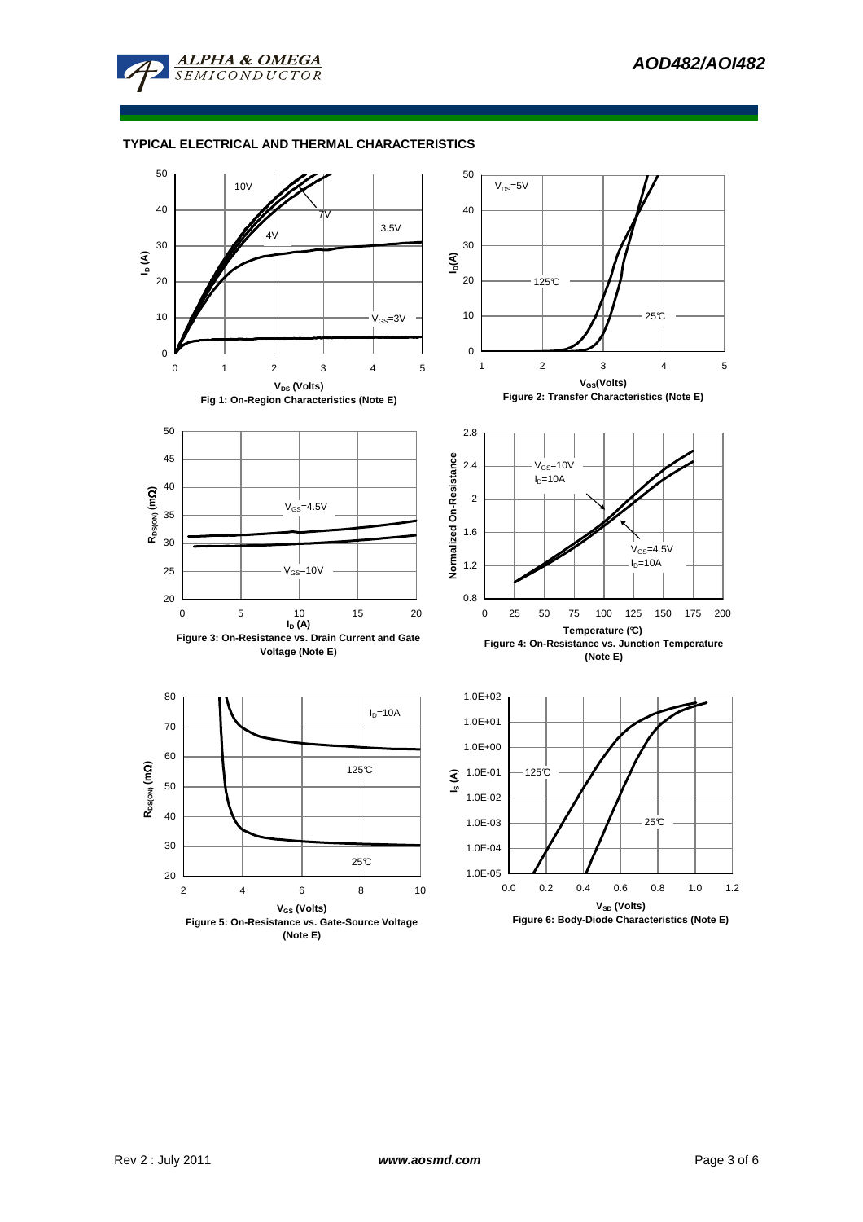## TYPICAL ELECTRICAL AND THERMAL CHARACTERISTICS

Fig 1: On-Region Characteristics (Note E)

Figure 2: Transfer Characteristics (Note E)

Figure 3: On-Resistance vs. Drain Current and Gate Voltage (Note E)

Figure 4: On-Resistance vs. Junction Temperature (Note E)

Figure 5: On-Resistance vs. Gate-Source Voltage (Note E)

Figure 6: Body-Diode Characteristics (Note E)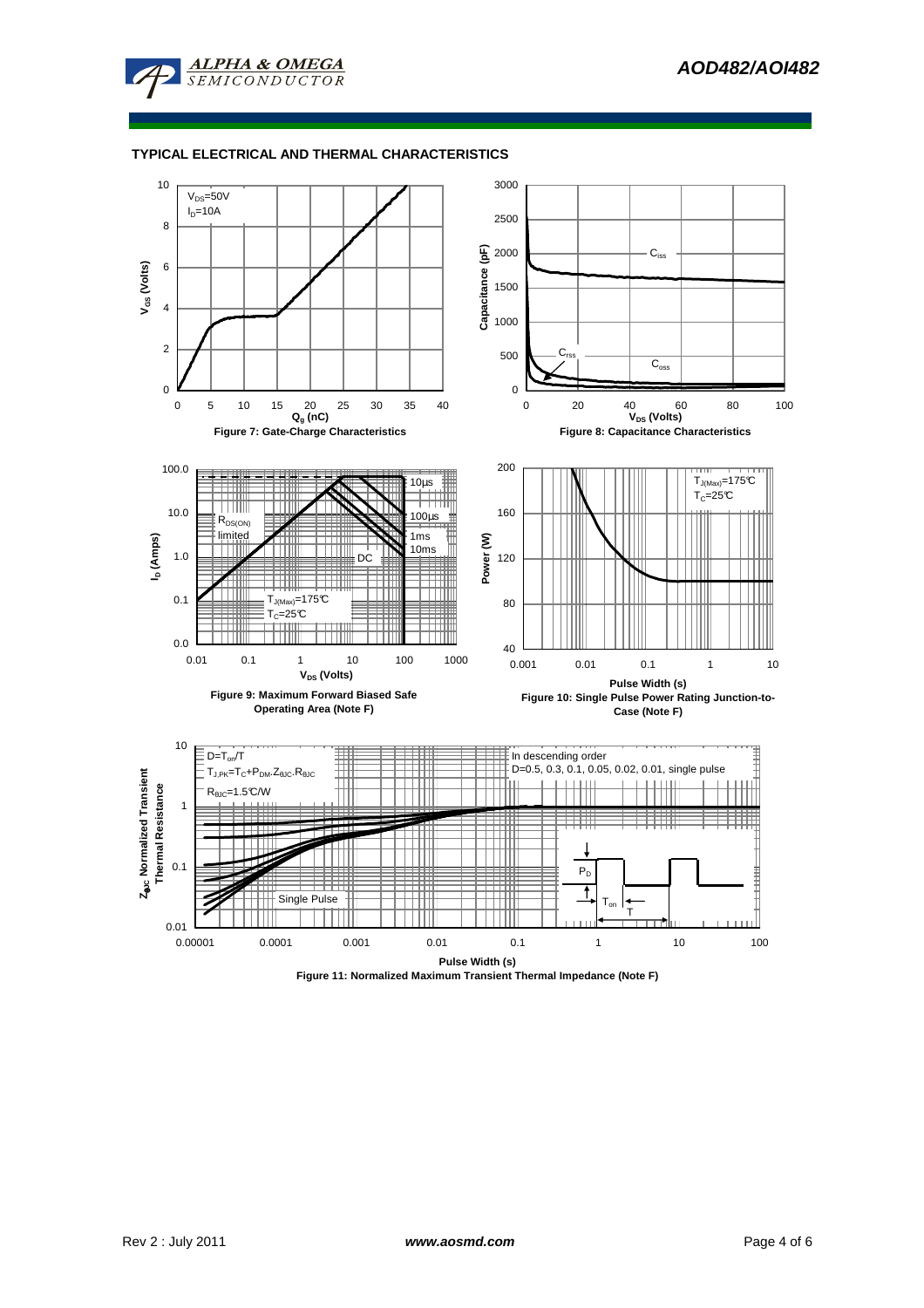## TYPICAL ELECTRICAL AND THERMAL CHARACTERISTICS

$V_{DS}$=50V
$I_D$=10A

Figure 7: Gate-Charge Characteristics

$C_{iss}$
$C_{rss}$
$C_{oss}$

Figure 8: Capacitance Characteristics

$R_{DS(ON)}$ limited
10µs
100µs
1ms
10ms
DC
$T_{J(Max)}$=175°C
$T_C$=25°C

Figure 9: Maximum Forward Biased Safe Operating Area (Note F)

$T_{J(Max)}$=175°C
$T_C$=25°C

Figure 10: Single Pulse Power Rating Junction-to-Case (Note F)

D=$T_{on}$/T
$T_{J,PK}$=$T_C$+$P_{DM}$.$Z_{\theta JC}$.$R_{\theta JC}$
$R_{\theta JC}$=1.5°C/W

In descending order
D=0.5, 0.3, 0.1, 0.05, 0.02, 0.01, single pulse

Single Pulse

Figure 11: Normalized Maximum Transient Thermal Impedance (Note F)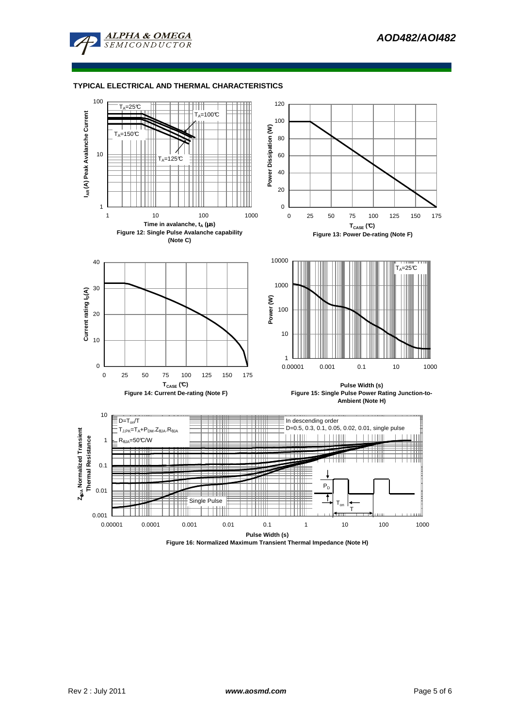## TYPICAL ELECTRICAL AND THERMAL CHARACTERISTICS

$T_A$=25°C

$T_A$=100°C

$T_A$=150°C

$T_A$=125°C

$I_{AR}$ (A) Peak Avalanche Current

Time in avalanche, $t_A$ (μs)

**Figure 12: Single Pulse Avalanche capability (Note C)**

Power Dissipation (W)

$T_{CASE}$ (°C)

**Figure 13: Power De-rating (Note F)**

Current rating $I_D$(A)

$T_{CASE}$ (°C)

**Figure 14: Current De-rating (Note F)**

$T_A$=25°C

Power (W)

Pulse Width (s)

**Figure 15: Single Pulse Power Rating Junction-to-Ambient (Note H)**

D=$T_{on}$/T

$T_{J,PK}$=$T_A$+$P_{DM}$.$Z_{\theta JA}$.$R_{\theta JA}$

$R_{\theta JA}$=50°C/W

In descending order

D=0.5, 0.3, 0.1, 0.05, 0.02, 0.01, single pulse

Single Pulse

$P_D$

$T_{on}$

T

$Z_{\theta JA}$ Normalized Transient Thermal Resistance

Pulse Width (s)

**Figure 16: Normalized Maximum Transient Thermal Impedance (Note H)**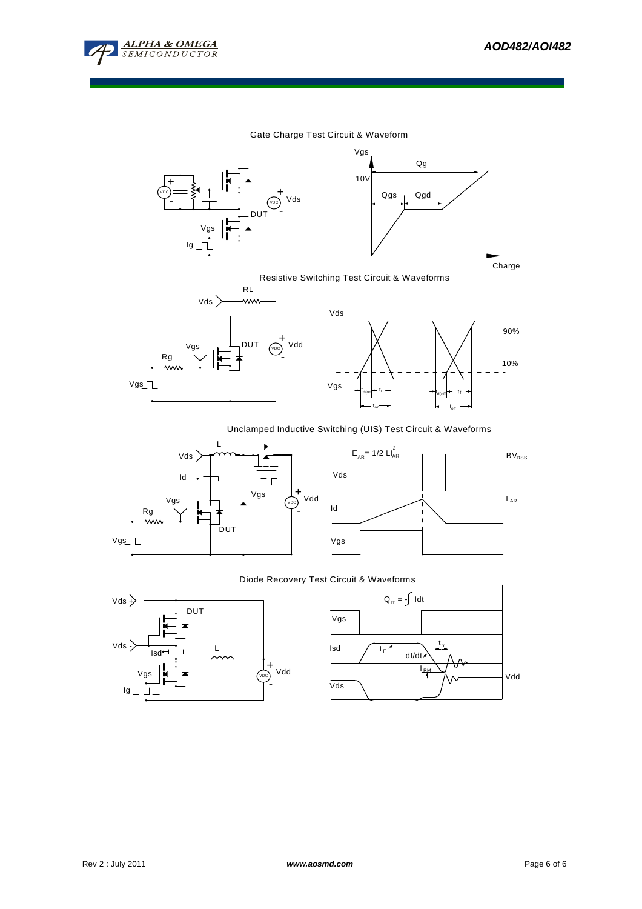## Gate Charge Test Circuit & Waveform

+
VDC
-
+
VDC
Vds
-
DUT
Vgs
Ig

Vgs
Qg
10V
Qgs
Qgd
Charge

## Resistive Switching Test Circuit & Waveforms

RL
Vds
Vgs
DUT
+
VDC
Vdd
-
Rg
Vgs

Vds
90%
10%
Vgs
$t_{d(on)}$
$t_r$
$t_{on}$
$t_{d(off)}$
$t_f$
$t_{off}$

## Unclamped Inductive Switching (UIS) Test Circuit & Waveforms

L
Vds
Id
Vgs
+
VDC
Vdd
-
Vgs
Rg
DUT
Vgs

$E_{AR} = 1/2\ LI_{AR}^2$
$BV_{DSS}$
Vds
$I_{AR}$
Id
Vgs

## Diode Recovery Test Circuit & Waveforms

Vds +
DUT
Vds -
Isd
L
+
VDC
Vdd
-
Vgs
Ig

$Q_{rr} = -\int Idt$
Vgs
Isd
$I_F$
dI/dt
$t_{rr}$
$I_{RM}$
Vds
Vdd